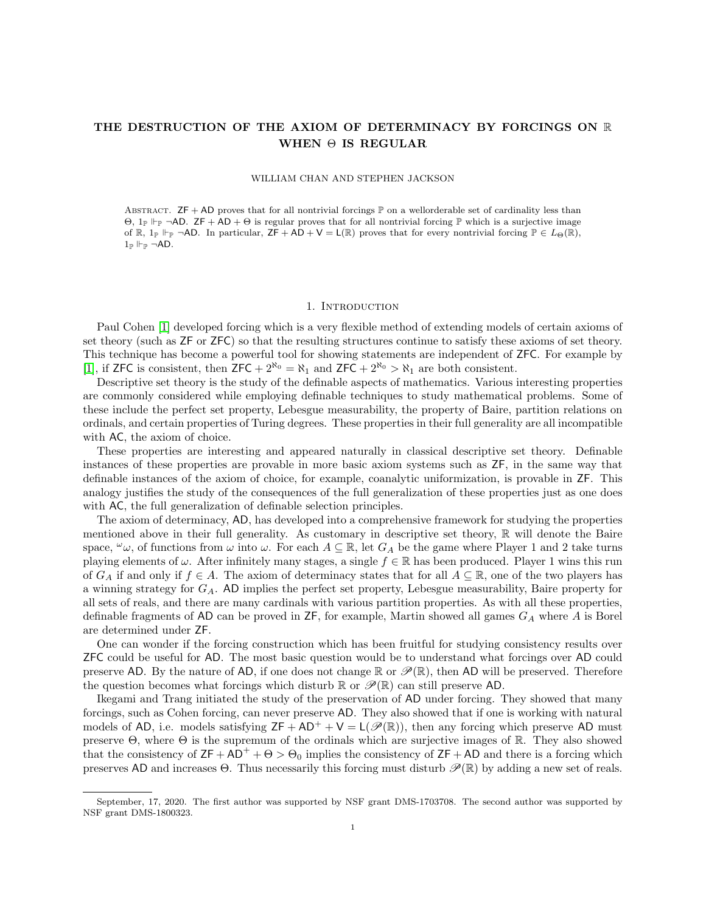# THE DESTRUCTION OF THE AXIOM OF DETERMINACY BY FORCINGS ON $\mathbb{R}$ WHEN $\Theta$ IS REGULAR

WILLIAM CHAN AND STEPHEN JACKSON

Abstract. $\mathsf{ZF} + \mathsf{AD}$ proves that for all nontrivial forcings $\mathbb{P}$ on a wellorderable set of cardinality less than $\Theta$, $1_{\mathbb{P}} \Vdash_{\mathbb{P}} \neg\mathsf{AD}$. $\mathsf{ZF} + \mathsf{AD} + \Theta$ is regular proves that for all nontrivial forcing $\mathbb{P}$ which is a surjective image of $\mathbb{R}$, $1_{\mathbb{P}} \Vdash_{\mathbb{P}} \neg\mathsf{AD}$. In particular, $\mathsf{ZF} + \mathsf{AD} + \mathsf{V} = \mathsf{L}(\mathbb{R})$ proves that for every nontrivial forcing $\mathbb{P} \in L_\Theta(\mathbb{R})$, $1_{\mathbb{P}} \Vdash_{\mathbb{P}} \neg\mathsf{AD}$.

## 1. Introduction

Paul Cohen [1] developed forcing which is a very flexible method of extending models of certain axioms of set theory (such as $\mathsf{ZF}$ or $\mathsf{ZFC}$) so that the resulting structures continue to satisfy these axioms of set theory. This technique has become a powerful tool for showing statements are independent of $\mathsf{ZFC}$. For example by [1], if $\mathsf{ZFC}$ is consistent, then $\mathsf{ZFC} + 2^{\aleph_0} = \aleph_1$ and $\mathsf{ZFC} + 2^{\aleph_0} > \aleph_1$ are both consistent.

Descriptive set theory is the study of the definable aspects of mathematics. Various interesting properties are commonly considered while employing definable techniques to study mathematical problems. Some of these include the perfect set property, Lebesgue measurability, the property of Baire, partition relations on ordinals, and certain properties of Turing degrees. These properties in their full generality are all incompatible with $\mathsf{AC}$, the axiom of choice.

These properties are interesting and appeared naturally in classical descriptive set theory. Definable instances of these properties are provable in more basic axiom systems such as $\mathsf{ZF}$, in the same way that definable instances of the axiom of choice, for example, coanalytic uniformization, is provable in $\mathsf{ZF}$. This analogy justifies the study of the consequences of the full generalization of these properties just as one does with $\mathsf{AC}$, the full generalization of definable selection principles.

The axiom of determinacy, $\mathsf{AD}$, has developed into a comprehensive framework for studying the properties mentioned above in their full generality. As customary in descriptive set theory, $\mathbb{R}$ will denote the Baire space, ${}^\omega\omega$, of functions from $\omega$ into $\omega$. For each $A \subseteq \mathbb{R}$, let $G_A$ be the game where Player 1 and 2 take turns playing elements of $\omega$. After infinitely many stages, a single $f \in \mathbb{R}$ has been produced. Player 1 wins this run of $G_A$ if and only if $f \in A$. The axiom of determinacy states that for all $A \subseteq \mathbb{R}$, one of the two players has a winning strategy for $G_A$. $\mathsf{AD}$ implies the perfect set property, Lebesgue measurability, Baire property for all sets of reals, and there are many cardinals with various partition properties. As with all these properties, definable fragments of $\mathsf{AD}$ can be proved in $\mathsf{ZF}$, for example, Martin showed all games $G_A$ where $A$ is Borel are determined under $\mathsf{ZF}$.

One can wonder if the forcing construction which has been fruitful for studying consistency results over $\mathsf{ZFC}$ could be useful for $\mathsf{AD}$. The most basic question would be to understand what forcings over $\mathsf{AD}$ could preserve $\mathsf{AD}$. By the nature of $\mathsf{AD}$, if one does not change $\mathbb{R}$ or $\mathscr{P}(\mathbb{R})$, then $\mathsf{AD}$ will be preserved. Therefore the question becomes what forcings which disturb $\mathbb{R}$ or $\mathscr{P}(\mathbb{R})$ can still preserve $\mathsf{AD}$.

Ikegami and Trang initiated the study of the preservation of $\mathsf{AD}$ under forcing. They showed that many forcings, such as Cohen forcing, can never preserve $\mathsf{AD}$. They also showed that if one is working with natural models of $\mathsf{AD}$, i.e. models satisfying $\mathsf{ZF} + \mathsf{AD}^+ + \mathsf{V} = \mathsf{L}(\mathscr{P}(\mathbb{R}))$, then any forcing which preserve $\mathsf{AD}$ must preserve $\Theta$, where $\Theta$ is the supremum of the ordinals which are surjective images of $\mathbb{R}$. They also showed that the consistency of $\mathsf{ZF} + \mathsf{AD}^+ + \Theta > \Theta_0$ implies the consistency of $\mathsf{ZF} + \mathsf{AD}$ and there is a forcing which preserves $\mathsf{AD}$ and increases $\Theta$. Thus necessarily this forcing must disturb $\mathscr{P}(\mathbb{R})$ by adding a new set of reals.

September, 17, 2020. The first author was supported by NSF grant DMS-1703708. The second author was supported by NSF grant DMS-1800323.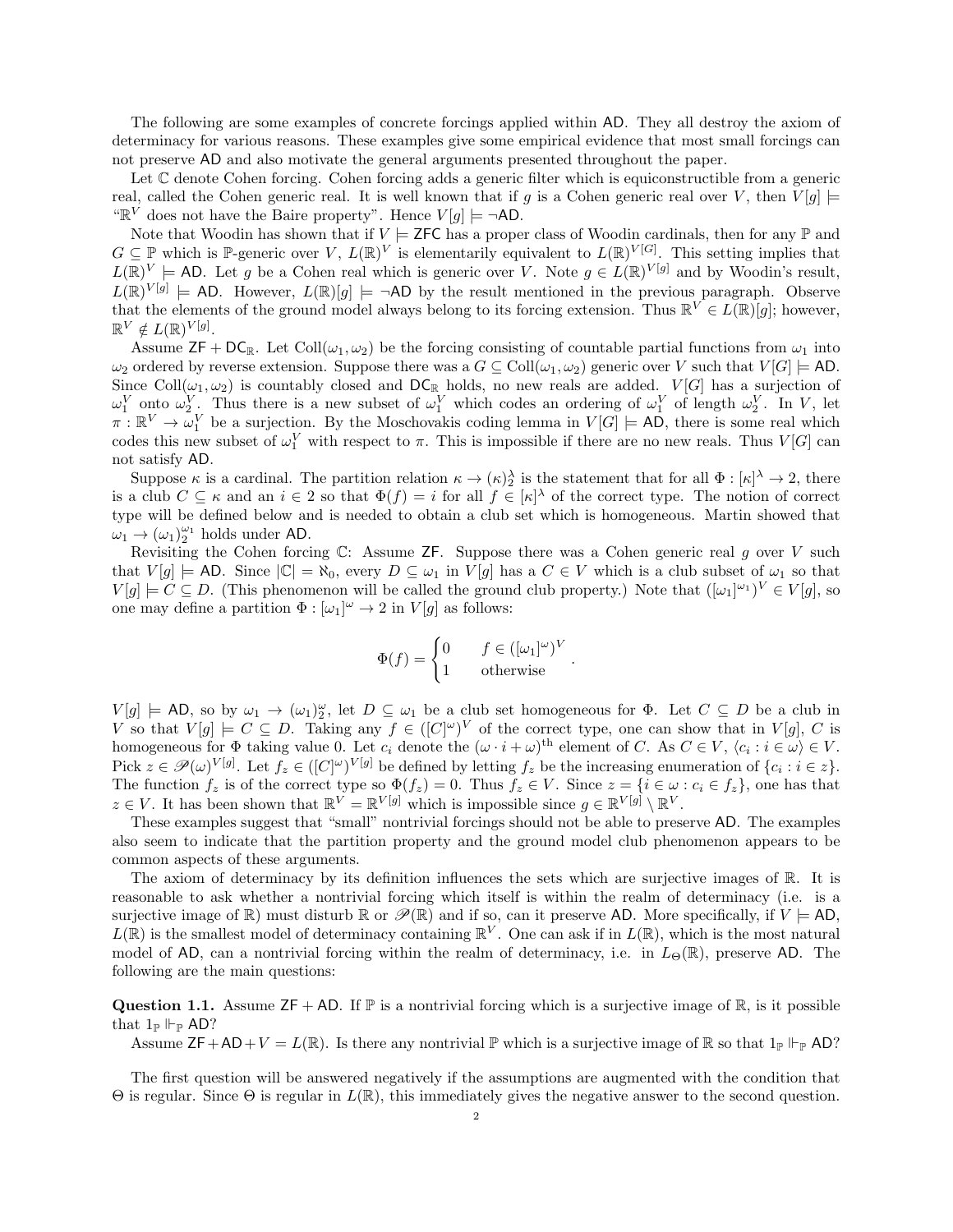The following are some examples of concrete forcings applied within $\mathsf{AD}$. They all destroy the axiom of determinacy for various reasons. These examples give some empirical evidence that most small forcings can not preserve $\mathsf{AD}$ and also motivate the general arguments presented throughout the paper.

Let $\mathbb{C}$ denote Cohen forcing. Cohen forcing adds a generic filter which is equiconstructible from a generic real, called the Cohen generic real. It is well known that if $g$ is a Cohen generic real over $V$, then $V[g] \models$ "$\mathbb{R}^V$ does not have the Baire property". Hence $V[g] \models \neg\mathsf{AD}$.

Note that Woodin has shown that if $V \models \mathsf{ZFC}$ has a proper class of Woodin cardinals, then for any $\mathbb{P}$ and $G \subseteq \mathbb{P}$ which is $\mathbb{P}$-generic over $V$, $L(\mathbb{R})^V$ is elementarily equivalent to $L(\mathbb{R})^{V[G]}$. This setting implies that $L(\mathbb{R})^V \models \mathsf{AD}$. Let $g$ be a Cohen real which is generic over $V$. Note $g \in L(\mathbb{R})^{V[g]}$ and by Woodin's result, $L(\mathbb{R})^{V[g]} \models \mathsf{AD}$. However, $L(\mathbb{R})[g] \models \neg\mathsf{AD}$ by the result mentioned in the previous paragraph. Observe that the elements of the ground model always belong to its forcing extension. Thus $\mathbb{R}^V \in L(\mathbb{R})[g]$; however, $\mathbb{R}^V \notin L(\mathbb{R})^{V[g]}$.

Assume $\mathsf{ZF} + \mathsf{DC}_{\mathbb{R}}$. Let $\text{Coll}(\omega_1, \omega_2)$ be the forcing consisting of countable partial functions from $\omega_1$ into $\omega_2$ ordered by reverse extension. Suppose there was a $G \subseteq \text{Coll}(\omega_1, \omega_2)$ generic over $V$ such that $V[G] \models \mathsf{AD}$. Since $\text{Coll}(\omega_1, \omega_2)$ is countably closed and $\mathsf{DC}_{\mathbb{R}}$ holds, no new reals are added. $V[G]$ has a surjection of $\omega_1^V$ onto $\omega_2^V$. Thus there is a new subset of $\omega_1^V$ which codes an ordering of $\omega_1^V$ of length $\omega_2^V$. In $V$, let $\pi : \mathbb{R}^V \to \omega_1^V$ be a surjection. By the Moschovakis coding lemma in $V[G] \models \mathsf{AD}$, there is some real which codes this new subset of $\omega_1^V$ with respect to $\pi$. This is impossible if there are no new reals. Thus $V[G]$ can not satisfy $\mathsf{AD}$.

Suppose $\kappa$ is a cardinal. The partition relation $\kappa \to (\kappa)^\lambda_2$ is the statement that for all $\Phi : [\kappa]^\lambda \to 2$, there is a club $C \subseteq \kappa$ and an $i \in 2$ so that $\Phi(f) = i$ for all $f \in [\kappa]^\lambda$ of the correct type. The notion of correct type will be defined below and is needed to obtain a club set which is homogeneous. Martin showed that $\omega_1 \to (\omega_1)^{\omega_1}_2$ holds under $\mathsf{AD}$.

Revisiting the Cohen forcing $\mathbb{C}$: Assume $\mathsf{ZF}$. Suppose there was a Cohen generic real $g$ over $V$ such that $V[g] \models \mathsf{AD}$. Since $|\mathbb{C}| = \aleph_0$, every $D \subseteq \omega_1$ in $V[g]$ has a $C \in V$ which is a club subset of $\omega_1$ so that $V[g] \models C \subseteq D$. (This phenomenon will be called the ground club property.) Note that $([\omega_1]^{\omega_1})^V \in V[g]$, so one may define a partition $\Phi : [\omega_1]^\omega \to 2$ in $V[g]$ as follows:

$$\Phi(f) = \begin{cases} 0 & f \in ([\omega_1]^\omega)^V \\ 1 & \text{otherwise} \end{cases}.$$

$V[g] \models \mathsf{AD}$, so by $\omega_1 \to (\omega_1)^\omega_2$, let $D \subseteq \omega_1$ be a club set homogeneous for $\Phi$. Let $C \subseteq D$ be a club in $V$ so that $V[g] \models C \subseteq D$. Taking any $f \in ([C]^\omega)^V$ of the correct type, one can show that in $V[g]$, $C$ is homogeneous for $\Phi$ taking value 0. Let $c_i$ denote the $(\omega \cdot i + \omega)^{\text{th}}$ element of $C$. As $C \in V$, $\langle c_i : i \in \omega \rangle \in V$. Pick $z \in \mathscr{P}(\omega)^{V[g]}$. Let $f_z \in ([C]^\omega)^{V[g]}$ be defined by letting $f_z$ be the increasing enumeration of $\{c_i : i \in z\}$. The function $f_z$ is of the correct type so $\Phi(f_z) = 0$. Thus $f_z \in V$. Since $z = \{i \in \omega : c_i \in f_z\}$, one has that $z \in V$. It has been shown that $\mathbb{R}^V = \mathbb{R}^{V[g]}$ which is impossible since $g \in \mathbb{R}^{V[g]} \setminus \mathbb{R}^V$.

These examples suggest that "small" nontrivial forcings should not be able to preserve $\mathsf{AD}$. The examples also seem to indicate that the partition property and the ground model club phenomenon appears to be common aspects of these arguments.

The axiom of determinacy by its definition influences the sets which are surjective images of $\mathbb{R}$. It is reasonable to ask whether a nontrivial forcing which itself is within the realm of determinacy (i.e. is a surjective image of $\mathbb{R}$) must disturb $\mathbb{R}$ or $\mathscr{P}(\mathbb{R})$ and if so, can it preserve $\mathsf{AD}$. More specifically, if $V \models \mathsf{AD}$, $L(\mathbb{R})$ is the smallest model of determinacy containing $\mathbb{R}^V$. One can ask if in $L(\mathbb{R})$, which is the most natural model of $\mathsf{AD}$, can a nontrivial forcing within the realm of determinacy, i.e. in $L_\Theta(\mathbb{R})$, preserve $\mathsf{AD}$. The following are the main questions:

**Question 1.1.** Assume $\mathsf{ZF} + \mathsf{AD}$. If $\mathbb{P}$ is a nontrivial forcing which is a surjective image of $\mathbb{R}$, is it possible that $1_{\mathbb{P}} \Vdash_{\mathbb{P}} \mathsf{AD}$?

Assume $\mathsf{ZF} + \mathsf{AD} + V = L(\mathbb{R})$. Is there any nontrivial $\mathbb{P}$ which is a surjective image of $\mathbb{R}$ so that $1_{\mathbb{P}} \Vdash_{\mathbb{P}} \mathsf{AD}$?

The first question will be answered negatively if the assumptions are augmented with the condition that $\Theta$ is regular. Since $\Theta$ is regular in $L(\mathbb{R})$, this immediately gives the negative answer to the second question.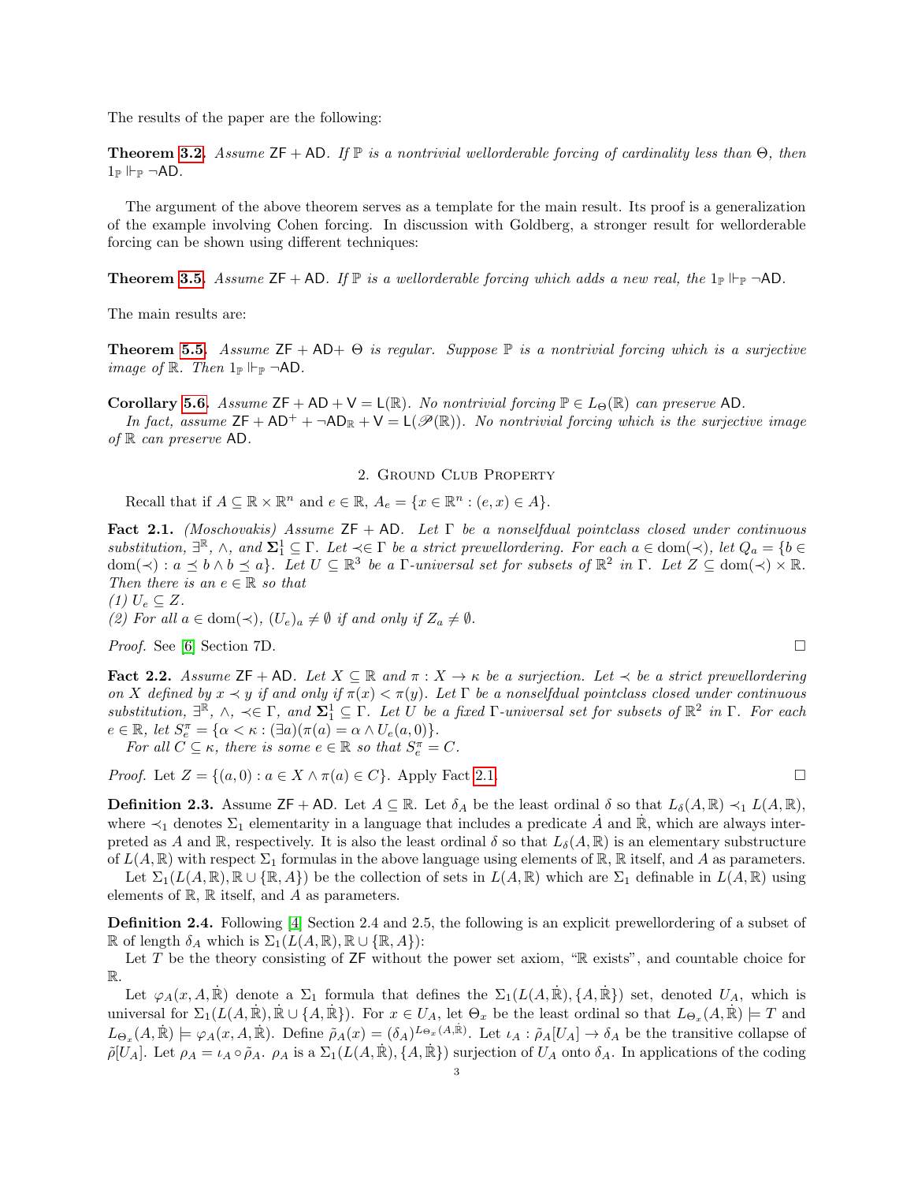The results of the paper are the following:

**Theorem 3.2.** *Assume* $\mathsf{ZF} + \mathsf{AD}$*. If* $\mathbb{P}$ *is a nontrivial wellorderable forcing of cardinality less than* $\Theta$*, then* $1_{\mathbb{P}} \Vdash_{\mathbb{P}} \neg\mathsf{AD}$.

The argument of the above theorem serves as a template for the main result. Its proof is a generalization of the example involving Cohen forcing. In discussion with Goldberg, a stronger result for wellorderable forcing can be shown using different techniques:

**Theorem 3.5.** *Assume* $\mathsf{ZF} + \mathsf{AD}$*. If* $\mathbb{P}$ *is a wellorderable forcing which adds a new real, the* $1_{\mathbb{P}} \Vdash_{\mathbb{P}} \neg\mathsf{AD}$.

The main results are:

**Theorem 5.5.** *Assume* $\mathsf{ZF} + \mathsf{AD}+$ $\Theta$ *is regular. Suppose* $\mathbb{P}$ *is a nontrivial forcing which is a surjective image of* $\mathbb{R}$*. Then* $1_{\mathbb{P}} \Vdash_{\mathbb{P}} \neg\mathsf{AD}$.

**Corollary 5.6.** *Assume* $\mathsf{ZF} + \mathsf{AD} + \mathsf{V} = \mathsf{L}(\mathbb{R})$*. No nontrivial forcing* $\mathbb{P} \in L_\Theta(\mathbb{R})$ *can preserve* $\mathsf{AD}$.

*In fact, assume* $\mathsf{ZF} + \mathsf{AD}^+ + \neg\mathsf{AD}_{\mathbb{R}} + \mathsf{V} = \mathsf{L}(\mathscr{P}(\mathbb{R}))$*. No nontrivial forcing which is the surjective image of* $\mathbb{R}$ *can preserve* $\mathsf{AD}$.

## 2. Ground Club Property

Recall that if $A \subseteq \mathbb{R} \times \mathbb{R}^n$ and $e \in \mathbb{R}$, $A_e = \{x \in \mathbb{R}^n : (e, x) \in A\}$.

**Fact 2.1.** *(Moschovakis) Assume* $\mathsf{ZF} + \mathsf{AD}$*. Let* $\Gamma$ *be a nonselfdual pointclass closed under continuous substitution,* $\exists^{\mathbb{R}}$*,* $\wedge$*, and* $\boldsymbol{\Sigma}^1_1 \subseteq \Gamma$*. Let* $\prec \in \Gamma$ *be a strict prewellordering. For each* $a \in \mathrm{dom}(\prec)$*, let* $Q_a = \{b \in \mathrm{dom}(\prec) : a \preceq b \wedge b \preceq a\}$*. Let* $U \subseteq \mathbb{R}^3$ *be a* $\Gamma$*-universal set for subsets of* $\mathbb{R}^2$ *in* $\Gamma$*. Let* $Z \subseteq \mathrm{dom}(\prec) \times \mathbb{R}$*. Then there is an* $e \in \mathbb{R}$ *so that*
*(1)* $U_e \subseteq Z$*.*
*(2) For all* $a \in \mathrm{dom}(\prec)$*,* $(U_e)_a \neq \emptyset$ *if and only if* $Z_a \neq \emptyset$*.*

*Proof.* See [6] Section 7D. $\square$

**Fact 2.2.** *Assume* $\mathsf{ZF} + \mathsf{AD}$*. Let* $X \subseteq \mathbb{R}$ *and* $\pi : X \to \kappa$ *be a surjection. Let* $\prec$ *be a strict prewellordering on* $X$ *defined by* $x \prec y$ *if and only if* $\pi(x) < \pi(y)$*. Let* $\Gamma$ *be a nonselfdual pointclass closed under continuous substitution,* $\exists^{\mathbb{R}}$*,* $\wedge$*,* $\prec \in \Gamma$*, and* $\boldsymbol{\Sigma}^1_1 \subseteq \Gamma$*. Let* $U$ *be a fixed* $\Gamma$*-universal set for subsets of* $\mathbb{R}^2$ *in* $\Gamma$*. For each* $e \in \mathbb{R}$*, let* $S^\pi_e = \{\alpha < \kappa : (\exists a)(\pi(a) = \alpha \wedge U_e(a, 0)\}$*.*

*For all* $C \subseteq \kappa$*, there is some* $e \in \mathbb{R}$ *so that* $S^\pi_e = C$*.*

*Proof.* Let $Z = \{(a, 0) : a \in X \wedge \pi(a) \in C\}$. Apply Fact 2.1. $\square$

**Definition 2.3.** Assume $\mathsf{ZF} + \mathsf{AD}$. Let $A \subseteq \mathbb{R}$. Let $\delta_A$ be the least ordinal $\delta$ so that $L_\delta(A, \mathbb{R}) \prec_1 L(A, \mathbb{R})$, where $\prec_1$ denotes $\Sigma_1$ elementarity in a language that includes a predicate $\dot{A}$ and $\dot{\mathbb{R}}$, which are always interpreted as $A$ and $\mathbb{R}$, respectively. It is also the least ordinal $\delta$ so that $L_\delta(A, \mathbb{R})$ is an elementary substructure of $L(A, \mathbb{R})$ with respect $\Sigma_1$ formulas in the above language using elements of $\mathbb{R}$, $\mathbb{R}$ itself, and $A$ as parameters.

Let $\Sigma_1(L(A, \mathbb{R}), \mathbb{R} \cup \{\mathbb{R}, A\})$ be the collection of sets in $L(A, \mathbb{R})$ which are $\Sigma_1$ definable in $L(A, \mathbb{R})$ using elements of $\mathbb{R}$, $\mathbb{R}$ itself, and $A$ as parameters.

**Definition 2.4.** Following [4] Section 2.4 and 2.5, the following is an explicit prewellordering of a subset of $\mathbb{R}$ of length $\delta_A$ which is $\Sigma_1(L(A, \mathbb{R}), \mathbb{R} \cup \{\mathbb{R}, A\})$:

Let $T$ be the theory consisting of $\mathsf{ZF}$ without the power set axiom, "$\mathbb{R}$ exists", and countable choice for $\mathbb{R}$.

Let $\varphi_A(x, A, \dot{\mathbb{R}})$ denote a $\Sigma_1$ formula that defines the $\Sigma_1(L(A, \dot{\mathbb{R}}), \{A, \dot{\mathbb{R}}\})$ set, denoted $U_A$, which is universal for $\Sigma_1(L(A, \dot{\mathbb{R}}), \dot{\mathbb{R}} \cup \{A, \dot{\mathbb{R}}\})$. For $x \in U_A$, let $\Theta_x$ be the least ordinal so that $L_{\Theta_x}(A, \dot{\mathbb{R}}) \models T$ and $L_{\Theta_x}(A, \dot{\mathbb{R}}) \models \varphi_A(x, A, \dot{\mathbb{R}})$. Define $\tilde{\rho}_A(x) = (\delta_A)^{L_{\Theta_x}(A, \dot{\mathbb{R}})}$. Let $\iota_A : \tilde{\rho}_A[U_A] \to \delta_A$ be the transitive collapse of $\tilde{\rho}[U_A]$. Let $\rho_A = \iota_A \circ \tilde{\rho}_A$. $\rho_A$ is a $\Sigma_1(L(A, \dot{\mathbb{R}}), \{A, \dot{\mathbb{R}}\})$ surjection of $U_A$ onto $\delta_A$. In applications of the coding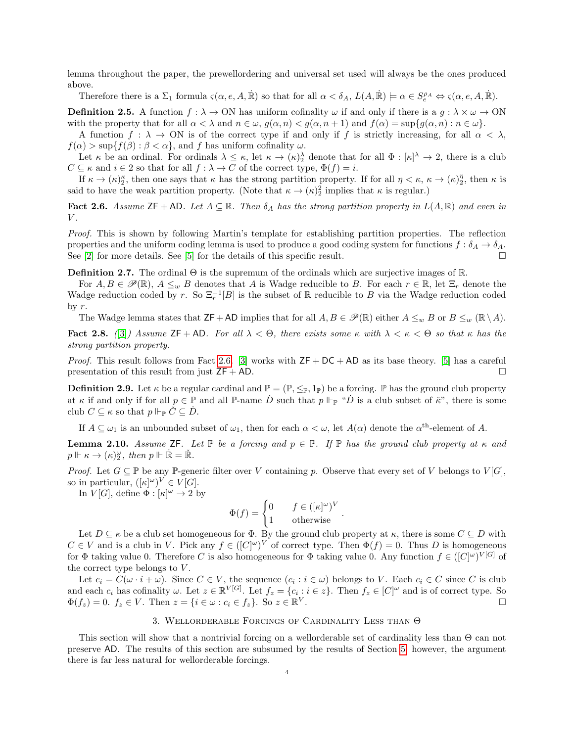lemma throughout the paper, the prewellordering and universal set used will always be the ones produced above.

Therefore there is a $\Sigma_1$ formula $\varsigma(\alpha, e, A, \dot{\mathbb{R}})$ so that for all $\alpha < \delta_A$, $L(A, \dot{\mathbb{R}}) \models \alpha \in S_e^{\rho_A} \Leftrightarrow \varsigma(\alpha, e, A, \dot{\mathbb{R}})$.

**Definition 2.5.** A function $f : \lambda \to \mathrm{ON}$ has uniform cofinality $\omega$ if and only if there is a $g : \lambda \times \omega \to \mathrm{ON}$ with the property that for all $\alpha < \lambda$ and $n \in \omega$, $g(\alpha, n) < g(\alpha, n+1)$ and $f(\alpha) = \sup\{g(\alpha, n) : n \in \omega\}$.

A function $f : \lambda \to \mathrm{ON}$ is of the correct type if and only if $f$ is strictly increasing, for all $\alpha < \lambda$, $f(\alpha) > \sup\{f(\beta) : \beta < \alpha\}$, and $f$ has uniform cofinality $\omega$.

Let $\kappa$ be an ordinal. For ordinals $\lambda \leq \kappa$, let $\kappa \to (\kappa)^\lambda_2$ denote that for all $\Phi : [\kappa]^\lambda \to 2$, there is a club $C \subseteq \kappa$ and $i \in 2$ so that for all $f : \lambda \to C$ of the correct type, $\Phi(f) = i$.

If $\kappa \to (\kappa)^\kappa_2$, then one says that $\kappa$ has the strong partition property. If for all $\eta < \kappa$, $\kappa \to (\kappa)^\eta_2$, then $\kappa$ is said to have the weak partition property. (Note that $\kappa \to (\kappa)^2_2$ implies that $\kappa$ is regular.)

**Fact 2.6.** *Assume* $\mathsf{ZF} + \mathsf{AD}$. *Let* $A \subseteq \mathbb{R}$. *Then* $\delta_A$ *has the strong partition property in* $L(A, \mathbb{R})$ *and even in* $V$.

*Proof.* This is shown by following Martin's template for establishing partition properties. The reflection properties and the uniform coding lemma is used to produce a good coding system for functions $f : \delta_A \to \delta_A$. See [2] for more details. See [5] for the details of this specific result. ☐

**Definition 2.7.** The ordinal $\Theta$ is the supremum of the ordinals which are surjective images of $\mathbb{R}$.

For $A, B \in \mathscr{P}(\mathbb{R})$, $A \leq_w B$ denotes that $A$ is Wadge reducible to $B$. For each $r \in \mathbb{R}$, let $\Xi_r$ denote the Wadge reduction coded by $r$. So $\Xi_r^{-1}[B]$ is the subset of $\mathbb{R}$ reducible to $B$ via the Wadge reduction coded by $r$.

The Wadge lemma states that $\mathsf{ZF} + \mathsf{AD}$ implies that for all $A, B \in \mathscr{P}(\mathbb{R})$ either $A \leq_w B$ or $B \leq_w (\mathbb{R} \setminus A)$.

**Fact 2.8.** *([3]) Assume* $\mathsf{ZF} + \mathsf{AD}$. *For all* $\lambda < \Theta$, *there exists some* $\kappa$ *with* $\lambda < \kappa < \Theta$ *so that* $\kappa$ *has the strong partition property.*

*Proof.* This result follows from Fact 2.6. [3] works with $\mathsf{ZF} + \mathsf{DC} + \mathsf{AD}$ as its base theory. [5] has a careful presentation of this result from just $\mathsf{ZF} + \mathsf{AD}$. ☐

**Definition 2.9.** Let $\kappa$ be a regular cardinal and $\mathbb{P} = (\mathbb{P}, \leq_\mathbb{P}, 1_\mathbb{P})$ be a forcing. $\mathbb{P}$ has the ground club property at $\kappa$ if and only if for all $p \in \mathbb{P}$ and all $\mathbb{P}$-name $\dot{D}$ such that $p \Vdash_\mathbb{P}$ "$\dot{D}$ is a club subset of $\check{\kappa}$", there is some club $C \subseteq \kappa$ so that $p \Vdash_\mathbb{P} \check{C} \subseteq \dot{D}$.

If $A \subseteq \omega_1$ is an unbounded subset of $\omega_1$, then for each $\alpha < \omega$, let $A(\alpha)$ denote the $\alpha^{\text{th}}$-element of $A$.

**Lemma 2.10.** *Assume* $\mathsf{ZF}$. *Let* $\mathbb{P}$ *be a forcing and* $p \in \mathbb{P}$. *If* $\mathbb{P}$ *has the ground club property at* $\kappa$ *and* $p \Vdash \kappa \to (\kappa)^\omega_2$, *then* $p \Vdash \dot{\mathbb{R}} = \check{\mathbb{R}}$.

*Proof.* Let $G \subseteq \mathbb{P}$ be any $\mathbb{P}$-generic filter over $V$ containing $p$. Observe that every set of $V$ belongs to $V[G]$, so in particular, $([\kappa]^\omega)^V \in V[G]$.

In $V[G]$, define $\Phi : [\kappa]^\omega \to 2$ by

$$\Phi(f) = \begin{cases} 0 & f \in ([\kappa]^\omega)^V \\ 1 & \text{otherwise} \end{cases}.$$

Let $D \subseteq \kappa$ be a club set homogeneous for $\Phi$. By the ground club property at $\kappa$, there is some $C \subseteq D$ with $C \in V$ and is a club in $V$. Pick any $f \in ([C]^\omega)^V$ of correct type. Then $\Phi(f) = 0$. Thus $D$ is homogeneous for $\Phi$ taking value 0. Therefore $C$ is also homogeneous for $\Phi$ taking value 0. Any function $f \in ([C]^\omega)^{V[G]}$ of the correct type belongs to $V$.

Let $c_i = C(\omega \cdot i + \omega)$. Since $C \in V$, the sequence $(c_i : i \in \omega)$ belongs to $V$. Each $c_i \in C$ since $C$ is club and each $c_i$ has cofinality $\omega$. Let $z \in \mathbb{R}^{V[G]}$. Let $f_z = \{c_i : i \in z\}$. Then $f_z \in [C]^\omega$ and is of correct type. So $\Phi(f_z) = 0$. $f_z \in V$. Then $z = \{i \in \omega : c_i \in f_z\}$. So $z \in \mathbb{R}^V$. ☐

## 3. Wellorderable Forcings of Cardinality Less than $\Theta$

This section will show that a nontrivial forcing on a wellorderable set of cardinality less than $\Theta$ can not preserve $\mathsf{AD}$. The results of this section are subsumed by the results of Section 5; however, the argument there is far less natural for wellorderable forcings.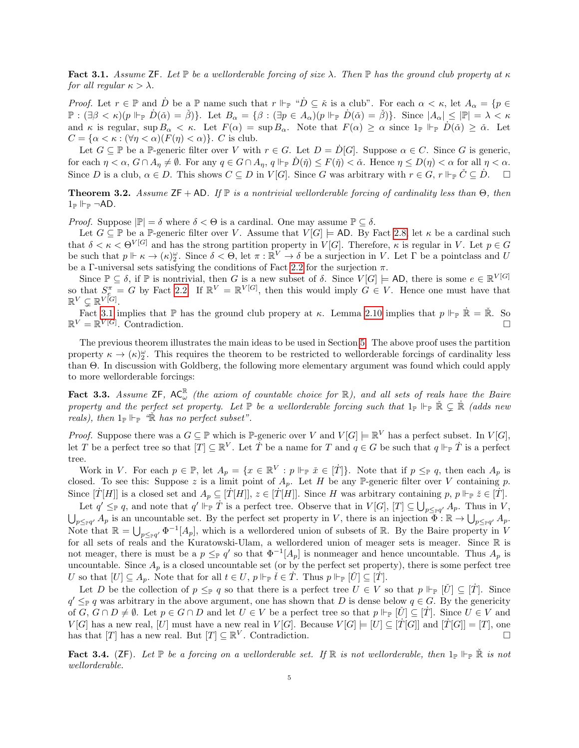**Fact 3.1.** *Assume* ZF. *Let* $\mathbb{P}$ *be a wellorderable forcing of size* $\lambda$. *Then* $\mathbb{P}$ *has the ground club property at* $\kappa$ *for all regular* $\kappa > \lambda$.

*Proof.* Let $r \in \mathbb{P}$ and $\dot{D}$ be a $\mathbb{P}$ name such that $r \Vdash_{\mathbb{P}}$ "$\dot{D} \subseteq \check{\kappa}$ is a club". For each $\alpha < \kappa$, let $A_\alpha = \{p \in \mathbb{P} : (\exists \beta < \kappa)(p \Vdash_{\mathbb{P}} \dot{D}(\check{\alpha}) = \check{\beta})\}$. Let $B_\alpha = \{\beta : (\exists p \in A_\alpha)(p \Vdash_{\mathbb{P}} \dot{D}(\check{\alpha}) = \check{\beta})\}$. Since $|A_\alpha| \leq |\mathbb{P}| = \lambda < \kappa$ and $\kappa$ is regular, $\sup B_\alpha < \kappa$. Let $F(\alpha) = \sup B_\alpha$. Note that $F(\alpha) \geq \alpha$ since $1_{\mathbb{P}} \Vdash_{\mathbb{P}} \dot{D}(\check{\alpha}) \geq \check{\alpha}$. Let $C = \{\alpha < \kappa : (\forall \eta < \alpha)(F(\eta) < \alpha)\}$. $C$ is club.

Let $G \subseteq \mathbb{P}$ be a $\mathbb{P}$-generic filter over $V$ with $r \in G$. Let $D = \dot{D}[G]$. Suppose $\alpha \in C$. Since $G$ is generic, for each $\eta < \alpha$, $G \cap A_\eta \neq \emptyset$. For any $q \in G \cap A_\eta$, $q \Vdash_{\mathbb{P}} \dot{D}(\check{\eta}) \leq F(\check{\eta}) < \check{\alpha}$. Hence $\eta \leq D(\eta) < \alpha$ for all $\eta < \alpha$. Since $D$ is a club, $\alpha \in D$. This shows $C \subseteq D$ in $V[G]$. Since $G$ was arbitrary with $r \in G$, $r \Vdash_{\mathbb{P}} \check{C} \subseteq \dot{D}$. $\square$

**Theorem 3.2.** *Assume* $\mathsf{ZF} + \mathsf{AD}$. *If* $\mathbb{P}$ *is a nontrivial wellorderable forcing of cardinality less than* $\Theta$, *then* $1_{\mathbb{P}} \Vdash_{\mathbb{P}} \neg\mathsf{AD}$.

*Proof.* Suppose $|\mathbb{P}| = \delta$ where $\delta < \Theta$ is a cardinal. One may assume $\mathbb{P} \subseteq \delta$.

Let $G \subseteq \mathbb{P}$ be a $\mathbb{P}$-generic filter over $V$. Assume that $V[G] \models \mathsf{AD}$. By Fact 2.8, let $\kappa$ be a cardinal such that $\delta < \kappa < \Theta^{V[G]}$ and has the strong partition property in $V[G]$. Therefore, $\kappa$ is regular in $V$. Let $p \in G$ be such that $p \Vdash \kappa \to (\kappa)^\omega_2$. Since $\delta < \Theta$, let $\pi : \mathbb{R}^V \to \delta$ be a surjection in $V$. Let $\Gamma$ be a pointclass and $U$ be a $\Gamma$-universal sets satisfying the conditions of Fact 2.2 for the surjection $\pi$.

Since $\mathbb{P} \subseteq \delta$, if $\mathbb{P}$ is nontrivial, then $G$ is a new subset of $\delta$. Since $V[G] \models \mathsf{AD}$, there is some $e \in \mathbb{R}^{V[G]}$ so that $S^\pi_e = G$ by Fact 2.2. If $\mathbb{R}^V = \mathbb{R}^{V[G]}$, then this would imply $G \in V$. Hence one must have that $\mathbb{R}^V \subsetneq \mathbb{R}^{V[G]}$.

Fact 3.1 implies that $\mathbb{P}$ has the ground club propery at $\kappa$. Lemma 2.10 implies that $p \Vdash_{\mathbb{P}} \dot{\mathbb{R}} = \check{\mathbb{R}}$. So $\mathbb{R}^V = \mathbb{R}^{V[G]}$. Contradiction. $\square$

The previous theorem illustrates the main ideas to be used in Section 5. The above proof uses the partition property $\kappa \to (\kappa)^\omega_2$. This requires the theorem to be restricted to wellorderable forcings of cardinality less than $\Theta$. In discussion with Goldberg, the following more elementary argument was found which could apply to more wellorderable forcings:

**Fact 3.3.** *Assume* ZF, $\mathsf{AC}^{\mathbb{R}}_\omega$ *(the axiom of countable choice for* $\mathbb{R}$*), and all sets of reals have the Baire property and the perfect set property. Let* $\mathbb{P}$ *be a wellorderable forcing such that* $1_{\mathbb{P}} \Vdash_{\mathbb{P}} \check{\mathbb{R}} \subsetneq \dot{\mathbb{R}}$ *(adds new reals), then* $1_{\mathbb{P}} \Vdash_{\mathbb{P}}$ *"*$\check{\mathbb{R}}$ *has no perfect subset".*

*Proof.* Suppose there was a $G \subseteq \mathbb{P}$ which is $\mathbb{P}$-generic over $V$ and $V[G] \models \mathbb{R}^V$ has a perfect subset. In $V[G]$, let $T$ be a perfect tree so that $[T] \subseteq \mathbb{R}^V$. Let $\dot{T}$ be a name for $T$ and $q \in G$ be such that $q \Vdash_{\mathbb{P}} \dot{T}$ is a perfect tree.

Work in $V$. For each $p \in \mathbb{P}$, let $A_p = \{x \in \mathbb{R}^V : p \Vdash_{\mathbb{P}} \check{x} \in [\dot{T}]\}$. Note that if $p \leq_{\mathbb{P}} q$, then each $A_p$ is closed. To see this: Suppose $z$ is a limit point of $A_p$. Let $H$ be any $\mathbb{P}$-generic filter over $V$ containing $p$. Since $[\dot{T}[H]]$ is a closed set and $A_p \subseteq [\dot{T}[H]]$, $z \in [\dot{T}[H]]$. Since $H$ was arbitrary containing $p$, $p \Vdash_{\mathbb{P}} \check{z} \in [\dot{T}]$.

Let $q' \leq_{\mathbb{P}} q$, and note that $q' \Vdash_{\mathbb{P}} \dot{T}$ is a perfect tree. Observe that in $V[G]$, $[T] \subseteq \bigcup_{p \leq_{\mathbb{P}} q'} A_p$. Thus in $V$, $\bigcup_{p \leq_{\mathbb{P}} q'} A_p$ is an uncountable set. By the perfect set property in $V$, there is an injection $\Phi : \mathbb{R} \to \bigcup_{p \leq_{\mathbb{P}} q'} A_p$. Note that $\mathbb{R} = \bigcup_{p \leq_{\mathbb{P}} q'} \Phi^{-1}[A_p]$, which is a wellordered union of subsets of $\mathbb{R}$. By the Baire property in $V$ for all sets of reals and the Kuratowski-Ulam, a wellordered union of meager sets is meager. Since $\mathbb{R}$ is not meager, there is must be a $p \leq_{\mathbb{P}} q'$ so that $\Phi^{-1}[A_p]$ is nonmeager and hence uncountable. Thus $A_p$ is uncountable. Since $A_p$ is a closed uncountable set (or by the perfect set property), there is some perfect tree $U$ so that $[U] \subseteq A_p$. Note that for all $t \in U$, $p \Vdash_{\mathbb{P}} \check{t} \in \dot{T}$. Thus $p \Vdash_{\mathbb{P}} [\check{U}] \subseteq [\dot{T}]$.

Let $D$ be the collection of $p \leq_{\mathbb{P}} q$ so that there is a perfect tree $U \in V$ so that $p \Vdash_{\mathbb{P}} [\check{U}] \subseteq [\dot{T}]$. Since $q' \leq_{\mathbb{P}} q$ was arbitrary in the above argument, one has shown that $D$ is dense below $q \in G$. By the genericity of $G$, $G \cap D \neq \emptyset$. Let $p \in G \cap D$ and let $U \in V$ be a perfect tree so that $p \Vdash_{\mathbb{P}} [\check{U}] \subseteq [\dot{T}]$. Since $U \in V$ and $V[G]$ has a new real, $[U]$ must have a new real in $V[G]$. Because $V[G] \models [U] \subseteq [\dot{T}[G]]$ and $[\dot{T}[G]] = [T]$, one has that $[T]$ has a new real. But $[T] \subseteq \mathbb{R}^V$. Contradiction. $\square$

**Fact 3.4.** (ZF). *Let* $\mathbb{P}$ *be a forcing on a wellorderable set. If* $\mathbb{R}$ *is not wellorderable, then* $1_{\mathbb{P}} \Vdash_{\mathbb{P}} \check{\mathbb{R}}$ *is not wellorderable.*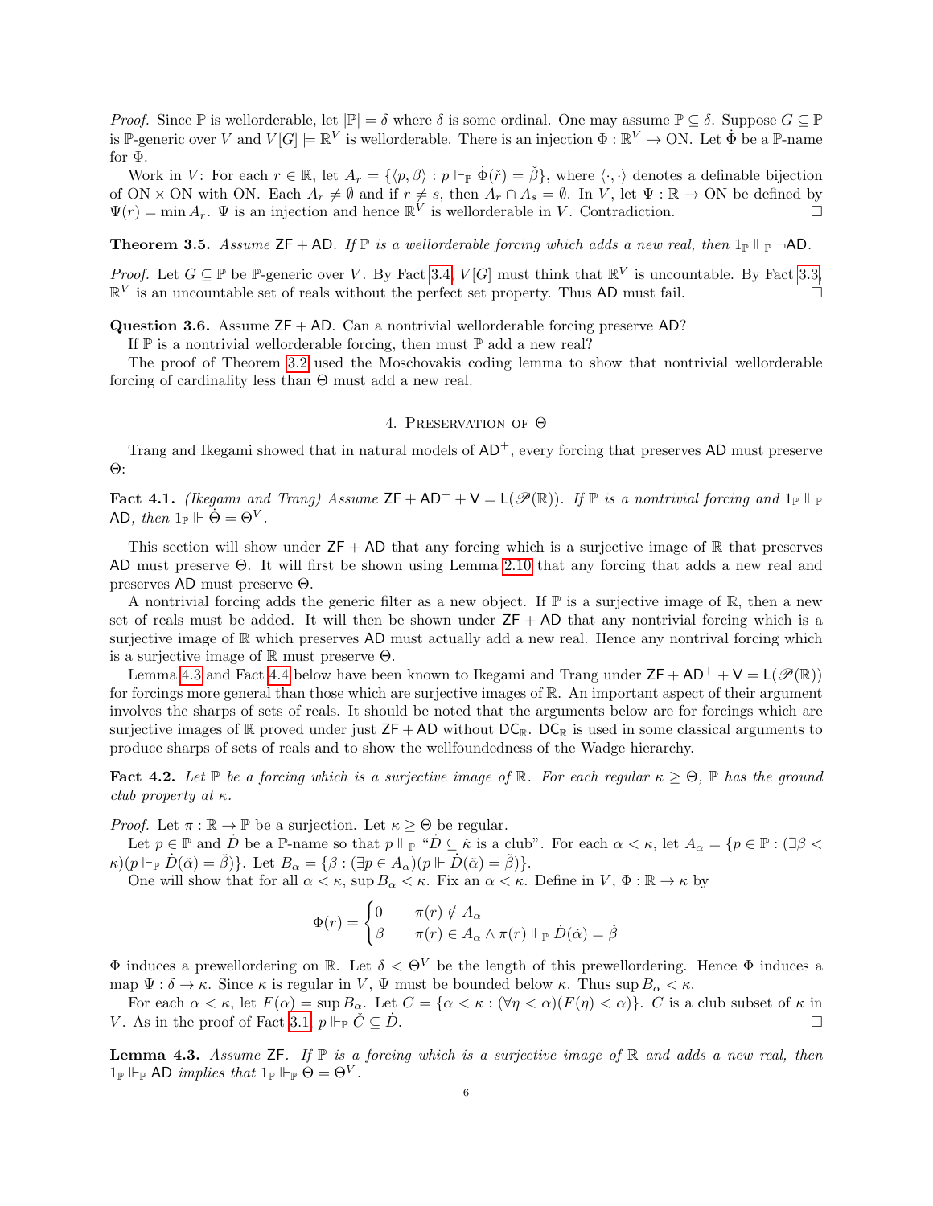*Proof.* Since $\mathbb{P}$ is wellorderable, let $|\mathbb{P}| = \delta$ where $\delta$ is some ordinal. One may assume $\mathbb{P} \subseteq \delta$. Suppose $G \subseteq \mathbb{P}$ is $\mathbb{P}$-generic over $V$ and $V[G] \models \mathbb{R}^V$ is wellorderable. There is an injection $\Phi : \mathbb{R}^V \to \mathrm{ON}$. Let $\dot{\Phi}$ be a $\mathbb{P}$-name for $\Phi$.

Work in $V$: For each $r \in \mathbb{R}$, let $A_r = \{\langle p, \beta\rangle : p \Vdash_{\mathbb{P}} \dot{\Phi}(\check{r}) = \check{\beta}\}$, where $\langle \cdot, \cdot \rangle$ denotes a definable bijection of $\mathrm{ON} \times \mathrm{ON}$ with $\mathrm{ON}$. Each $A_r \neq \emptyset$ and if $r \neq s$, then $A_r \cap A_s = \emptyset$. In $V$, let $\Psi : \mathbb{R} \to \mathrm{ON}$ be defined by $\Psi(r) = \min A_r$. $\Psi$ is an injection and hence $\mathbb{R}^V$ is wellorderable in $V$. Contradiction. $\square$

**Theorem 3.5.** *Assume* $\mathsf{ZF} + \mathsf{AD}$. *If* $\mathbb{P}$ *is a wellorderable forcing which adds a new real, then* $1_{\mathbb{P}} \Vdash_{\mathbb{P}} \neg\mathsf{AD}$.

*Proof.* Let $G \subseteq \mathbb{P}$ be $\mathbb{P}$-generic over $V$. By Fact 3.4, $V[G]$ must think that $\mathbb{R}^V$ is uncountable. By Fact 3.3, $\mathbb{R}^V$ is an uncountable set of reals without the perfect set property. Thus $\mathsf{AD}$ must fail. $\square$

**Question 3.6.** Assume $\mathsf{ZF} + \mathsf{AD}$. Can a nontrivial wellorderable forcing preserve $\mathsf{AD}$?

If $\mathbb{P}$ is a nontrivial wellorderable forcing, then must $\mathbb{P}$ add a new real?

The proof of Theorem 3.2 used the Moschovakis coding lemma to show that nontrivial wellorderable forcing of cardinality less than $\Theta$ must add a new real.

## 4. Preservation of $\Theta$

Trang and Ikegami showed that in natural models of $\mathsf{AD}^+$, every forcing that preserves $\mathsf{AD}$ must preserve $\Theta$:

**Fact 4.1.** *(Ikegami and Trang) Assume* $\mathsf{ZF} + \mathsf{AD}^+ + \mathsf{V} = \mathsf{L}(\mathscr{P}(\mathbb{R}))$. *If* $\mathbb{P}$ *is a nontrivial forcing and* $1_{\mathbb{P}} \Vdash_{\mathbb{P}} \mathsf{AD}$, *then* $1_{\mathbb{P}} \Vdash \dot{\Theta} = \Theta^V$.

This section will show under $\mathsf{ZF} + \mathsf{AD}$ that any forcing which is a surjective image of $\mathbb{R}$ that preserves $\mathsf{AD}$ must preserve $\Theta$. It will first be shown using Lemma 2.10 that any forcing that adds a new real and preserves $\mathsf{AD}$ must preserve $\Theta$.

A nontrivial forcing adds the generic filter as a new object. If $\mathbb{P}$ is a surjective image of $\mathbb{R}$, then a new set of reals must be added. It will then be shown under $\mathsf{ZF} + \mathsf{AD}$ that any nontrivial forcing which is a surjective image of $\mathbb{R}$ which preserves $\mathsf{AD}$ must actually add a new real. Hence any nontrival forcing which is a surjective image of $\mathbb{R}$ must preserve $\Theta$.

Lemma 4.3 and Fact 4.4 below have been known to Ikegami and Trang under $\mathsf{ZF} + \mathsf{AD}^+ + \mathsf{V} = \mathsf{L}(\mathscr{P}(\mathbb{R}))$ for forcings more general than those which are surjective images of $\mathbb{R}$. An important aspect of their argument involves the sharps of sets of reals. It should be noted that the arguments below are for forcings which are surjective images of $\mathbb{R}$ proved under just $\mathsf{ZF} + \mathsf{AD}$ without $\mathsf{DC}_{\mathbb{R}}$. $\mathsf{DC}_{\mathbb{R}}$ is used in some classical arguments to produce sharps of sets of reals and to show the wellfoundedness of the Wadge hierarchy.

**Fact 4.2.** *Let* $\mathbb{P}$ *be a forcing which is a surjective image of* $\mathbb{R}$. *For each regular* $\kappa \geq \Theta$, $\mathbb{P}$ *has the ground club property at* $\kappa$.

*Proof.* Let $\pi : \mathbb{R} \to \mathbb{P}$ be a surjection. Let $\kappa \geq \Theta$ be regular.

Let $p \in \mathbb{P}$ and $\dot{D}$ be a $\mathbb{P}$-name so that $p \Vdash_{\mathbb{P}}$ "$\dot{D} \subseteq \check{\kappa}$ is a club". For each $\alpha < \kappa$, let $A_\alpha = \{p \in \mathbb{P} : (\exists \beta < \kappa)(p \Vdash_{\mathbb{P}} \dot{D}(\check{\alpha}) = \check{\beta})\}$. Let $B_\alpha = \{\beta : (\exists p \in A_\alpha)(p \Vdash \dot{D}(\check{\alpha}) = \check{\beta})\}$.

One will show that for all $\alpha < \kappa$, $\sup B_\alpha < \kappa$. Fix an $\alpha < \kappa$. Define in $V$, $\Phi : \mathbb{R} \to \kappa$ by

$$\Phi(r) = \begin{cases} 0 & \pi(r) \notin A_\alpha \\ \beta & \pi(r) \in A_\alpha \wedge \pi(r) \Vdash_{\mathbb{P}} \dot{D}(\check{\alpha}) = \check{\beta} \end{cases}$$

$\Phi$ induces a prewellordering on $\mathbb{R}$. Let $\delta < \Theta^V$ be the length of this prewellordering. Hence $\Phi$ induces a map $\Psi : \delta \to \kappa$. Since $\kappa$ is regular in $V$, $\Psi$ must be bounded below $\kappa$. Thus $\sup B_\alpha < \kappa$.

For each $\alpha < \kappa$, let $F(\alpha) = \sup B_\alpha$. Let $C = \{\alpha < \kappa : (\forall \eta < \alpha)(F(\eta) < \alpha)\}$. $C$ is a club subset of $\kappa$ in $V$. As in the proof of Fact 3.1, $p \Vdash_{\mathbb{P}} \check{C} \subseteq \dot{D}$. $\square$

**Lemma 4.3.** *Assume* $\mathsf{ZF}$. *If* $\mathbb{P}$ *is a forcing which is a surjective image of* $\mathbb{R}$ *and adds a new real, then* $1_{\mathbb{P}} \Vdash_{\mathbb{P}} \mathsf{AD}$ *implies that* $1_{\mathbb{P}} \Vdash_{\mathbb{P}} \Theta = \Theta^V$.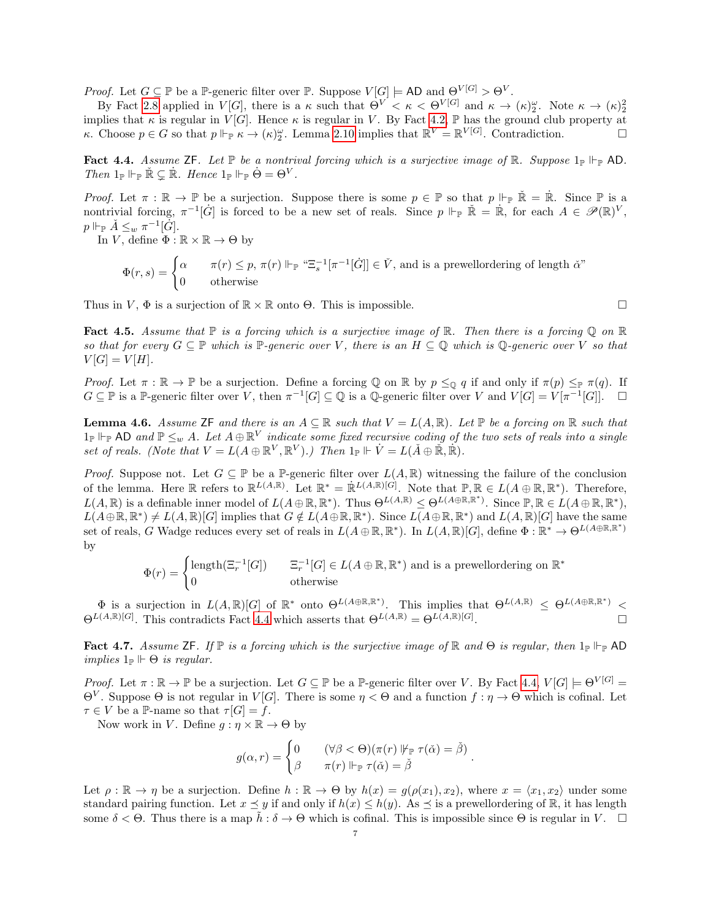*Proof.* Let $G \subseteq \mathbb{P}$ be a $\mathbb{P}$-generic filter over $\mathbb{P}$. Suppose $V[G] \models \mathsf{AD}$ and $\Theta^{V[G]} > \Theta^V$.

By Fact 2.8 applied in $V[G]$, there is a $\kappa$ such that $\Theta^V < \kappa < \Theta^{V[G]}$ and $\kappa \to (\kappa)^\omega_2$. Note $\kappa \to (\kappa)^2_2$ implies that $\kappa$ is regular in $V[G]$. Hence $\kappa$ is regular in $V$. By Fact 4.2, $\mathbb{P}$ has the ground club property at $\kappa$. Choose $p \in G$ so that $p \Vdash_{\mathbb{P}} \kappa \to (\kappa)^\omega_2$. Lemma 2.10 implies that $\mathbb{R}^V = \mathbb{R}^{V[G]}$. Contradiction. $\square$

**Fact 4.4.** *Assume* $\mathsf{ZF}$. *Let* $\mathbb{P}$ *be a nontrivial forcing which is a surjective image of* $\mathbb{R}$. *Suppose* $1_{\mathbb{P}} \Vdash_{\mathbb{P}} \mathsf{AD}$. *Then* $1_{\mathbb{P}} \Vdash_{\mathbb{P}} \check{\mathbb{R}} \subsetneq \dot{\mathbb{R}}$. *Hence* $1_{\mathbb{P}} \Vdash_{\mathbb{P}} \dot{\Theta} = \Theta^V$.

*Proof.* Let $\pi : \mathbb{R} \to \mathbb{P}$ be a surjection. Suppose there is some $p \in \mathbb{P}$ so that $p \Vdash_{\mathbb{P}} \check{\mathbb{R}} = \dot{\mathbb{R}}$. Since $\mathbb{P}$ is a nontrivial forcing, $\pi^{-1}[\dot{G}]$ is forced to be a new set of reals. Since $p \Vdash_{\mathbb{P}} \check{\mathbb{R}} = \dot{\mathbb{R}}$, for each $A \in \mathscr{P}(\mathbb{R})^V$, $p \Vdash_{\mathbb{P}} \check{A} \leq_w \pi^{-1}[\dot{G}]$.

In $V$, define $\Phi : \mathbb{R} \times \mathbb{R} \to \Theta$ by

$$\Phi(r,s) = \begin{cases} \alpha & \pi(r) \leq p,\ \pi(r) \Vdash_{\mathbb{P}} \text{“}\Xi_s^{-1}[\pi^{-1}[\dot{G}]] \in \check{V}\text{, and is a prewellordering of length } \check{\alpha}\text{”} \\ 0 & \text{otherwise} \end{cases}$$

Thus in $V$, $\Phi$ is a surjection of $\mathbb{R} \times \mathbb{R}$ onto $\Theta$. This is impossible. $\square$

**Fact 4.5.** *Assume that* $\mathbb{P}$ *is a forcing which is a surjective image of* $\mathbb{R}$. *Then there is a forcing* $\mathbb{Q}$ *on* $\mathbb{R}$ *so that for every* $G \subseteq \mathbb{P}$ *which is* $\mathbb{P}$*-generic over* $V$, *there is an* $H \subseteq \mathbb{Q}$ *which is* $\mathbb{Q}$*-generic over* $V$ *so that* $V[G] = V[H]$.

*Proof.* Let $\pi : \mathbb{R} \to \mathbb{P}$ be a surjection. Define a forcing $\mathbb{Q}$ on $\mathbb{R}$ by $p \leq_{\mathbb{Q}} q$ if and only if $\pi(p) \leq_{\mathbb{P}} \pi(q)$. If $G \subseteq \mathbb{P}$ is a $\mathbb{P}$-generic filter over $V$, then $\pi^{-1}[G] \subseteq \mathbb{Q}$ is a $\mathbb{Q}$-generic filter over $V$ and $V[G] = V[\pi^{-1}[G]]$. $\square$

**Lemma 4.6.** *Assume* $\mathsf{ZF}$ *and there is an* $A \subseteq \mathbb{R}$ *such that* $V = L(A, \mathbb{R})$. *Let* $\mathbb{P}$ *be a forcing on* $\mathbb{R}$ *such that* $1_{\mathbb{P}} \Vdash_{\mathbb{P}} \mathsf{AD}$ *and* $\mathbb{P} \leq_w A$. *Let* $A \oplus \mathbb{R}^V$ *indicate some fixed recursive coding of the two sets of reals into a single set of reals. (Note that* $V = L(A \oplus \mathbb{R}^V, \mathbb{R}^V)$.*) Then* $1_{\mathbb{P}} \Vdash \dot{V} = L(\check{A} \oplus \check{\mathbb{R}}, \dot{\mathbb{R}})$.

*Proof.* Suppose not. Let $G \subseteq \mathbb{P}$ be a $\mathbb{P}$-generic filter over $L(A, \mathbb{R})$ witnessing the failure of the conclusion of the lemma. Here $\mathbb{R}$ refers to $\mathbb{R}^{L(A,\mathbb{R})}$. Let $\mathbb{R}^* = \dot{\mathbb{R}}^{L(A,\mathbb{R})[G]}$. Note that $\mathbb{P}, \mathbb{R} \in L(A \oplus \mathbb{R}, \mathbb{R}^*)$. Therefore, $L(A, \mathbb{R})$ is a definable inner model of $L(A \oplus \mathbb{R}, \mathbb{R}^*)$. Thus $\Theta^{L(A,\mathbb{R})} \leq \Theta^{L(A \oplus \mathbb{R}, \mathbb{R}^*)}$. Since $\mathbb{P}, \mathbb{R} \in L(A \oplus \mathbb{R}, \mathbb{R}^*)$, $L(A \oplus \mathbb{R}, \mathbb{R}^*) \neq L(A, \mathbb{R})[G]$ implies that $G \notin L(A \oplus \mathbb{R}, \mathbb{R}^*)$. Since $L(A \oplus \mathbb{R}, \mathbb{R}^*)$ and $L(A, \mathbb{R})[G]$ have the same set of reals, $G$ Wadge reduces every set of reals in $L(A \oplus \mathbb{R}, \mathbb{R}^*)$. In $L(A, \mathbb{R})[G]$, define $\Phi : \mathbb{R}^* \to \Theta^{L(A \oplus \mathbb{R}, \mathbb{R}^*)}$ by

$$\Phi(r) = \begin{cases} \text{length}(\Xi_r^{-1}[G]) & \Xi_r^{-1}[G] \in L(A \oplus \mathbb{R}, \mathbb{R}^*) \text{ and is a prewellordering on } \mathbb{R}^* \\ 0 & \text{otherwise} \end{cases}$$

$\Phi$ is a surjection in $L(A, \mathbb{R})[G]$ of $\mathbb{R}^*$ onto $\Theta^{L(A \oplus \mathbb{R}, \mathbb{R}^*)}$. This implies that $\Theta^{L(A,\mathbb{R})} \leq \Theta^{L(A \oplus \mathbb{R}, \mathbb{R}^*)} < \Theta^{L(A,\mathbb{R})[G]}$. This contradicts Fact 4.4 which asserts that $\Theta^{L(A,\mathbb{R})} = \Theta^{L(A,\mathbb{R})[G]}$. $\square$

**Fact 4.7.** *Assume* $\mathsf{ZF}$. *If* $\mathbb{P}$ *is a forcing which is the surjective image of* $\mathbb{R}$ *and* $\Theta$ *is regular, then* $1_{\mathbb{P}} \Vdash_{\mathbb{P}} \mathsf{AD}$ *implies* $1_{\mathbb{P}} \Vdash \Theta$ *is regular.*

*Proof.* Let $\pi : \mathbb{R} \to \mathbb{P}$ be a surjection. Let $G \subseteq \mathbb{P}$ be a $\mathbb{P}$-generic filter over $V$. By Fact 4.4, $V[G] \models \Theta^{V[G]} = \Theta^V$. Suppose $\Theta$ is not regular in $V[G]$. There is some $\eta < \Theta$ and a function $f : \eta \to \Theta$ which is cofinal. Let $\tau \in V$ be a $\mathbb{P}$-name so that $\tau[G] = f$.

Now work in $V$. Define $g : \eta \times \mathbb{R} \to \Theta$ by

$$g(\alpha, r) = \begin{cases} 0 & (\forall \beta < \Theta)(\pi(r) \not\Vdash_{\mathbb{P}} \tau(\check{\alpha}) = \check{\beta}) \\ \beta & \pi(r) \Vdash_{\mathbb{P}} \tau(\check{\alpha}) = \check{\beta} \end{cases}.$$

Let $\rho : \mathbb{R} \to \eta$ be a surjection. Define $h : \mathbb{R} \to \Theta$ by $h(x) = g(\rho(x_1), x_2)$, where $x = \langle x_1, x_2 \rangle$ under some standard pairing function. Let $x \preceq y$ if and only if $h(x) \leq h(y)$. As $\preceq$ is a prewellordering of $\mathbb{R}$, it has length some $\delta < \Theta$. Thus there is a map $\tilde{h} : \delta \to \Theta$ which is cofinal. This is impossible since $\Theta$ is regular in $V$. $\square$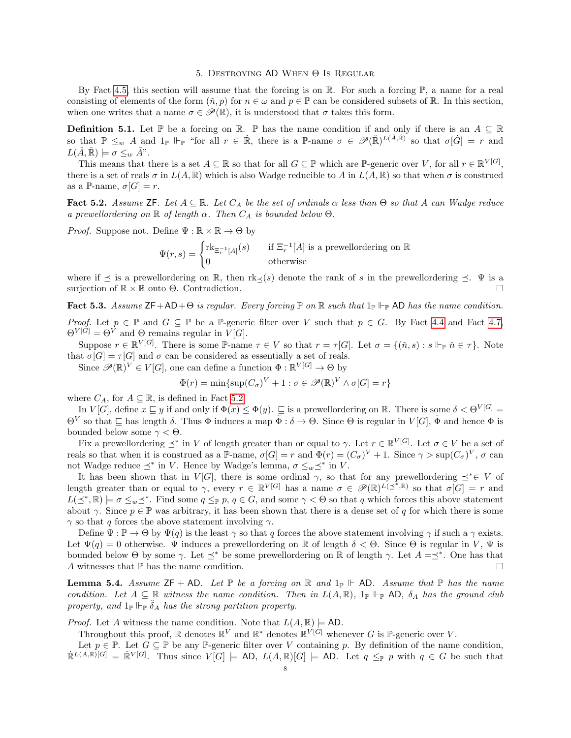## 5. Destroying AD When Θ Is Regular

By Fact 4.5, this section will assume that the forcing is on $\mathbb{R}$. For such a forcing $\mathbb{P}$, a name for a real consisting of elements of the form $(\check{n}, p)$ for $n \in \omega$ and $p \in \mathbb{P}$ can be considered subsets of $\mathbb{R}$. In this section, when one writes that a name $\sigma \in \mathscr{P}(\mathbb{R})$, it is understood that $\sigma$ takes this form.

**Definition 5.1.** Let $\mathbb{P}$ be a forcing on $\mathbb{R}$. $\mathbb{P}$ has the name condition if and only if there is an $A \subseteq \mathbb{R}$ so that $\mathbb{P} \leq_w A$ and $1_{\mathbb{P}} \Vdash_{\mathbb{P}}$ "for all $r \in \dot{\mathbb{R}}$, there is a $\mathbb{P}$-name $\sigma \in \mathscr{P}(\check{\mathbb{R}})^{L(\check{A},\check{\mathbb{R}})}$ so that $\sigma[\dot{G}] = r$ and $L(\check{A}, \check{\mathbb{R}}) \models \sigma \leq_w \check{A}$".

This means that there is a set $A \subseteq \mathbb{R}$ so that for all $G \subseteq \mathbb{P}$ which are $\mathbb{P}$-generic over $V$, for all $r \in \mathbb{R}^{V[G]}$, there is a set of reals $\sigma$ in $L(A, \mathbb{R})$ which is also Wadge reducible to $A$ in $L(A, \mathbb{R})$ so that when $\sigma$ is construed as a $\mathbb{P}$-name, $\sigma[G] = r$.

**Fact 5.2.** *Assume* ZF*. Let $A \subseteq \mathbb{R}$. Let $C_A$ be the set of ordinals $\alpha$ less than $\Theta$ so that $A$ can Wadge reduce a prewellordering on $\mathbb{R}$ of length $\alpha$. Then $C_A$ is bounded below $\Theta$.*

*Proof.* Suppose not. Define $\Psi : \mathbb{R} \times \mathbb{R} \to \Theta$ by

$$\Psi(r, s) = \begin{cases} \text{rk}_{\Xi_r^{-1}[A]}(s) & \text{if } \Xi_r^{-1}[A] \text{ is a prewellordering on } \mathbb{R} \\ 0 & \text{otherwise} \end{cases}$$

where if $\preceq$ is a prewellordering on $\mathbb{R}$, then $\text{rk}_{\preceq}(s)$ denote the rank of $s$ in the prewellordering $\preceq$. $\Psi$ is a surjection of $\mathbb{R} \times \mathbb{R}$ onto $\Theta$. Contradiction. □

**Fact 5.3.** *Assume* ZF + AD + *Θ is regular. Every forcing $\mathbb{P}$ on $\mathbb{R}$ such that $1_{\mathbb{P}} \Vdash_{\mathbb{P}}$* AD *has the name condition.*

*Proof.* Let $p \in \mathbb{P}$ and $G \subseteq \mathbb{P}$ be a $\mathbb{P}$-generic filter over $V$ such that $p \in G$. By Fact 4.4 and Fact 4.7, $\Theta^{V[G]} = \Theta^V$ and $\Theta$ remains regular in $V[G]$.

Suppose $r \in \mathbb{R}^{V[G]}$. There is some $\mathbb{P}$-name $\tau \in V$ so that $r = \tau[G]$. Let $\sigma = \{(\check{n}, s) : s \Vdash_{\mathbb{P}} \check{n} \in \tau\}$. Note that $\sigma[G] = \tau[G]$ and $\sigma$ can be considered as essentially a set of reals.

Since $\mathscr{P}(\mathbb{R})^V \in V[G]$, one can define a function $\Phi : \mathbb{R}^{V[G]} \to \Theta$ by

$$\Phi(r) = \min\{\sup(C_\sigma)^V + 1 : \sigma \in \mathscr{P}(\mathbb{R})^V \wedge \sigma[G] = r\}$$

where $C_A$, for $A \subseteq \mathbb{R}$, is defined in Fact 5.2.

In $V[G]$, define $x \sqsubseteq y$ if and only if $\Phi(x) \leq \Phi(y)$. $\sqsubseteq$ is a prewellordering on $\mathbb{R}$. There is some $\delta < \Theta^{V[G]} = \Theta^V$ so that $\sqsubseteq$ has length $\delta$. Thus $\Phi$ induces a map $\tilde{\Phi} : \delta \to \Theta$. Since $\Theta$ is regular in $V[G]$, $\tilde{\Phi}$ and hence $\Phi$ is bounded below some $\gamma < \Theta$.

Fix a prewellordering $\preceq^*$ in $V$ of length greater than or equal to $\gamma$. Let $r \in \mathbb{R}^{V[G]}$. Let $\sigma \in V$ be a set of reals so that when it is construed as a $\mathbb{P}$-name, $\sigma[G] = r$ and $\Phi(r) = (C_\sigma)^V + 1$. Since $\gamma > \sup(C_\sigma)^V$, $\sigma$ can not Wadge reduce $\preceq^*$ in $V$. Hence by Wadge's lemma, $\sigma \leq_w \preceq^*$ in $V$.

It has been shown that in $V[G]$, there is some ordinal $\gamma$, so that for any prewellordering $\preceq^* \in V$ of length greater than or equal to $\gamma$, every $r \in \mathbb{R}^{V[G]}$ has a name $\sigma \in \mathscr{P}(\mathbb{R})^{L(\preceq^*, \mathbb{R})}$ so that $\sigma[G] = r$ and $L(\preceq^*, \mathbb{R}) \models \sigma \leq_w \preceq^*$. Find some $q \leq_{\mathbb{P}} p$, $q \in G$, and some $\gamma < \Theta$ so that $q$ which forces this above statement about $\gamma$. Since $p \in \mathbb{P}$ was arbitrary, it has been shown that there is a dense set of $q$ for which there is some $\gamma$ so that $q$ forces the above statement involving $\gamma$.

Define $\Psi : \mathbb{P} \to \Theta$ by $\Psi(q)$ is the least $\gamma$ so that $q$ forces the above statement involving $\gamma$ if such a $\gamma$ exists. Let $\Psi(q) = 0$ otherwise. $\Psi$ induces a prewellordering on $\mathbb{R}$ of length $\delta < \Theta$. Since $\Theta$ is regular in $V$, $\Psi$ is bounded below $\Theta$ by some $\gamma$. Let $\preceq^*$ be some prewellordering on $\mathbb{R}$ of length $\gamma$. Let $A = \preceq^*$. One has that $A$ witnesses that $\mathbb{P}$ has the name condition. □

**Lemma 5.4.** *Assume* ZF + AD*. Let $\mathbb{P}$ be a forcing on $\mathbb{R}$ and $1_{\mathbb{P}} \Vdash$* AD*. Assume that $\mathbb{P}$ has the name condition. Let $A \subseteq \mathbb{R}$ witness the name condition. Then in $L(A, \mathbb{R})$, $1_{\mathbb{P}} \Vdash_{\mathbb{P}}$* AD*, $\delta_A$ has the ground club property, and $1_{\mathbb{P}} \Vdash_{\mathbb{P}} \check{\delta}_A$ has the strong partition property.*

*Proof.* Let $A$ witness the name condition. Note that $L(A, \mathbb{R}) \models$ AD.

Throughout this proof, $\mathbb{R}$ denotes $\mathbb{R}^V$ and $\mathbb{R}^*$ denotes $\mathbb{R}^{V[G]}$ whenever $G$ is $\mathbb{P}$-generic over $V$.

Let $p \in \mathbb{P}$. Let $G \subseteq \mathbb{P}$ be any $\mathbb{P}$-generic filter over $V$ containing $p$. By definition of the name condition, $\dot{\mathbb{R}}^{L(A,\mathbb{R})[G]} = \dot{\mathbb{R}}^{V[G]}$. Thus since $V[G] \models$ AD, $L(A, \mathbb{R})[G] \models$ AD. Let $q \leq_{\mathbb{P}} p$ with $q \in G$ be such that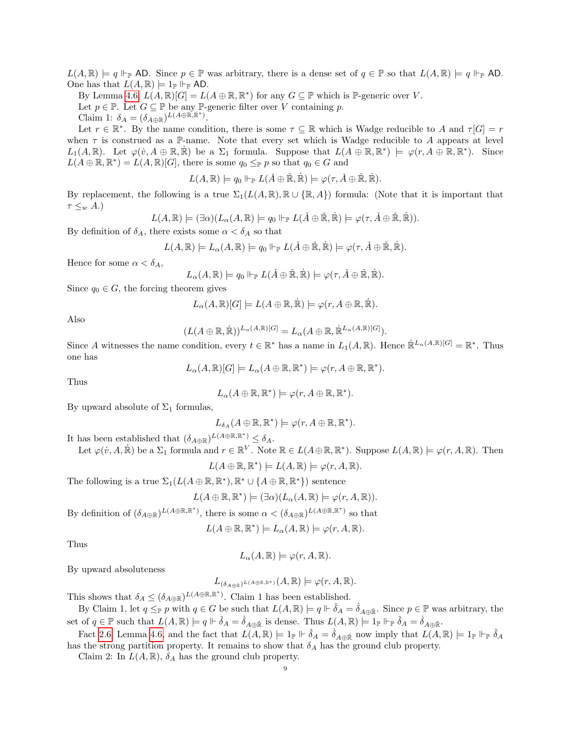$L(A, \mathbb{R}) \models q \Vdash_{\mathbb{P}} \mathsf{AD}$. Since $p \in \mathbb{P}$ was arbitrary, there is a dense set of $q \in \mathbb{P}$ so that $L(A, \mathbb{R}) \models q \Vdash_{\mathbb{P}} \mathsf{AD}$. One has that $L(A, \mathbb{R}) \models 1_{\mathbb{P}} \Vdash_{\mathbb{P}} \mathsf{AD}$.

By Lemma 4.6, $L(A, \mathbb{R})[G] = L(A \oplus \mathbb{R}, \mathbb{R}^*)$ for any $G \subseteq \mathbb{P}$ which is $\mathbb{P}$-generic over $V$.

Let $p \in \mathbb{P}$. Let $G \subseteq \mathbb{P}$ be any $\mathbb{P}$-generic filter over $V$ containing $p$.

Claim 1: $\delta_A = (\delta_{A \oplus \mathbb{R}})^{L(A \oplus \mathbb{R}, \mathbb{R}^*)}$.

Let $r \in \mathbb{R}^*$. By the name condition, there is some $\tau \subseteq \mathbb{R}$ which is Wadge reducible to $A$ and $\tau[G] = r$ when $\tau$ is construed as a $\mathbb{P}$-name. Note that every set which is Wadge reducible to $A$ appears at level $L_1(A, \mathbb{R})$. Let $\varphi(\dot{v}, A \oplus \mathbb{R}, \dot{\mathbb{R}})$ be a $\Sigma_1$ formula. Suppose that $L(A \oplus \mathbb{R}, \mathbb{R}^*) \models \varphi(r, A \oplus \mathbb{R}, \mathbb{R}^*)$. Since $L(A \oplus \mathbb{R}, \mathbb{R}^*) = L(A, \mathbb{R})[G]$, there is some $q_0 \leq_{\mathbb{P}} p$ so that $q_0 \in G$ and

$$L(A, \mathbb{R}) \models q_0 \Vdash_{\mathbb{P}} L(\check{A} \oplus \check{\mathbb{R}}, \dot{\mathbb{R}}) \models \varphi(\tau, \check{A} \oplus \check{\mathbb{R}}, \dot{\mathbb{R}}).$$

By replacement, the following is a true $\Sigma_1(L(A, \mathbb{R}), \mathbb{R} \cup \{\mathbb{R}, A\})$ formula: (Note that it is important that $\tau \leq_w A$.)

$$L(A, \mathbb{R}) \models (\exists \alpha)(L_\alpha(A, \mathbb{R}) \models q_0 \Vdash_{\mathbb{P}} L(\check{A} \oplus \check{\mathbb{R}}, \dot{\mathbb{R}}) \models \varphi(\tau, \check{A} \oplus \check{\mathbb{R}}, \dot{\mathbb{R}})).$$

By definition of $\delta_A$, there exists some $\alpha < \delta_A$ so that

$$L(A, \mathbb{R}) \models L_\alpha(A, \mathbb{R}) \models q_0 \Vdash_{\mathbb{P}} L(\check{A} \oplus \check{\mathbb{R}}, \dot{\mathbb{R}}) \models \varphi(\tau, \check{A} \oplus \check{\mathbb{R}}, \dot{\mathbb{R}}).$$

Hence for some $\alpha < \delta_A$,

$$L_\alpha(A, \mathbb{R}) \models q_0 \Vdash_{\mathbb{P}} L(\check{A} \oplus \check{\mathbb{R}}, \dot{\mathbb{R}}) \models \varphi(\tau, \check{A} \oplus \check{\mathbb{R}}, \dot{\mathbb{R}}).$$

Since $q_0 \in G$, the forcing theorem gives

$$L_\alpha(A, \mathbb{R})[G] \models L(A \oplus \mathbb{R}, \dot{\mathbb{R}}) \models \varphi(r, A \oplus \mathbb{R}, \dot{\mathbb{R}}).$$

Also

$$(L(A \oplus \mathbb{R}, \dot{\mathbb{R}}))^{L_\alpha(A, \mathbb{R})[G]} = L_\alpha(A \oplus \mathbb{R}, \dot{\mathbb{R}}^{L_\alpha(A, \mathbb{R})[G]}).$$

Since $A$ witnesses the name condition, every $t \in \mathbb{R}^*$ has a name in $L_1(A, \mathbb{R})$. Hence $\dot{\mathbb{R}}^{L_\alpha(A, \mathbb{R})[G]} = \mathbb{R}^*$. Thus one has

$$L_\alpha(A, \mathbb{R})[G] \models L_\alpha(A \oplus \mathbb{R}, \mathbb{R}^*) \models \varphi(r, A \oplus \mathbb{R}, \mathbb{R}^*).$$

Thus

$$L_\alpha(A \oplus \mathbb{R}, \mathbb{R}^*) \models \varphi(r, A \oplus \mathbb{R}, \mathbb{R}^*).$$

By upward absolute of $\Sigma_1$ formulas,

$$L_{\delta_A}(A \oplus \mathbb{R}, \mathbb{R}^*) \models \varphi(r, A \oplus \mathbb{R}, \mathbb{R}^*).$$

It has been established that $(\delta_{A \oplus \mathbb{R}})^{L(A \oplus \mathbb{R}, \mathbb{R}^*)} \leq \delta_A$.

Let $\varphi(\dot{v}, A, \dot{\mathbb{R}})$ be a $\Sigma_1$ formula and $r \in \mathbb{R}^V$. Note $\mathbb{R} \in L(A \oplus \mathbb{R}, \mathbb{R}^*)$. Suppose $L(A, \mathbb{R}) \models \varphi(r, A, \mathbb{R})$. Then

$$L(A \oplus \mathbb{R}, \mathbb{R}^*) \models L(A, \mathbb{R}) \models \varphi(r, A, \mathbb{R}).$$

The following is a true $\Sigma_1(L(A \oplus \mathbb{R}, \mathbb{R}^*), \mathbb{R}^* \cup \{A \oplus \mathbb{R}, \mathbb{R}^*\})$ sentence

$$L(A \oplus \mathbb{R}, \mathbb{R}^*) \models (\exists \alpha)(L_\alpha(A, \mathbb{R}) \models \varphi(r, A, \mathbb{R})).$$

By definition of $(\delta_{A \oplus \mathbb{R}})^{L(A \oplus \mathbb{R}, \mathbb{R}^*)}$, there is some $\alpha < (\delta_{A \oplus \mathbb{R}})^{L(A \oplus \mathbb{R}, \mathbb{R}^*)}$ so that

$$L(A \oplus \mathbb{R}, \mathbb{R}^*) \models L_\alpha(A, \mathbb{R}) \models \varphi(r, A, \mathbb{R}).$$

Thus

$$L_\alpha(A, \mathbb{R}) \models \varphi(r, A, \mathbb{R}).$$

By upward absoluteness

$$L_{(\delta_{A \oplus \mathbb{R}})^{L(A \oplus \mathbb{R}, \mathbb{R}^*)}}(A, \mathbb{R}) \models \varphi(r, A, \mathbb{R}).$$

This shows that $\delta_A \leq (\delta_{A \oplus \mathbb{R}})^{L(A \oplus \mathbb{R}, \mathbb{R}^*)}$. Claim 1 has been established.

By Claim 1, let $q \leq_{\mathbb{P}} p$ with $q \in G$ be such that $L(A, \mathbb{R}) \models q \Vdash \check{\delta}_A = \dot{\delta}_{A \oplus \check{\mathbb{R}}}$. Since $p \in \mathbb{P}$ was arbitrary, the set of $q \in \mathbb{P}$ such that $L(A, \mathbb{R}) \models q \Vdash \check{\delta}_A = \dot{\delta}_{A \oplus \check{\mathbb{R}}}$ is dense. Thus $L(A, \mathbb{R}) \models 1_{\mathbb{P}} \Vdash_{\mathbb{P}} \check{\delta}_A = \dot{\delta}_{A \oplus \check{\mathbb{R}}}$.

Fact 2.6, Lemma 4.6, and the fact that $L(A, \mathbb{R}) \models 1_{\mathbb{P}} \Vdash \check{\delta}_A = \dot{\delta}_{A \oplus \check{\mathbb{R}}}$ now imply that $L(A, \mathbb{R}) \models 1_{\mathbb{P}} \Vdash_{\mathbb{P}} \check{\delta}_A$ has the strong partition property. It remains to show that $\delta_A$ has the ground club property.

Claim 2: In $L(A, \mathbb{R})$, $\delta_A$ has the ground club property.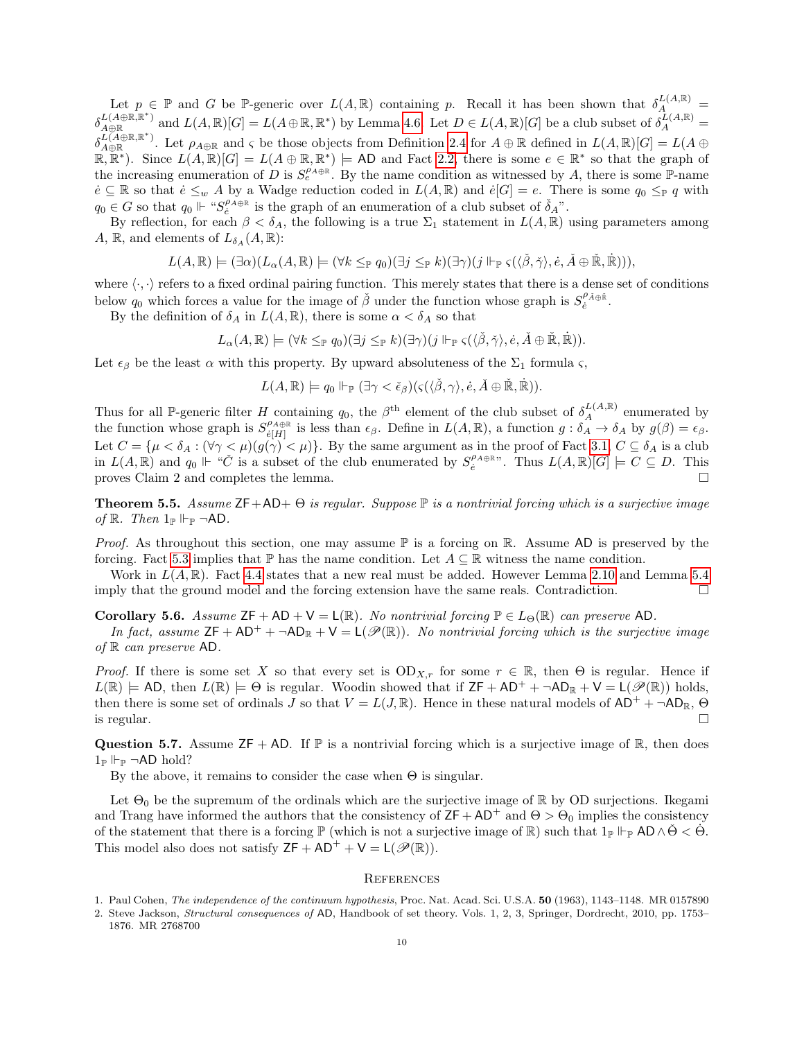Let $p \in \mathbb{P}$ and $G$ be $\mathbb{P}$-generic over $L(A,\mathbb{R})$ containing $p$. Recall it has been shown that $\delta_A^{L(A,\mathbb{R})} = \delta_{A\oplus\mathbb{R}}^{L(A\oplus\mathbb{R},\mathbb{R}^*)}$ and $L(A,\mathbb{R})[G] = L(A\oplus\mathbb{R},\mathbb{R}^*)$ by Lemma 4.6. Let $D \in L(A,\mathbb{R})[G]$ be a club subset of $\delta_A^{L(A,\mathbb{R})} = \delta_{A\oplus\mathbb{R}}^{L(A\oplus\mathbb{R},\mathbb{R}^*)}$. Let $\rho_{A\oplus\mathbb{R}}$ and $\varsigma$ be those objects from Definition 2.4 for $A\oplus\mathbb{R}$ defined in $L(A,\mathbb{R})[G] = L(A\oplus\mathbb{R},\mathbb{R}^*)$. Since $L(A,\mathbb{R})[G] = L(A\oplus\mathbb{R},\mathbb{R}^*) \models \mathsf{AD}$ and Fact 2.2, there is some $e \in \mathbb{R}^*$ so that the graph of the increasing enumeration of $D$ is $S_e^{\rho_{A\oplus\mathbb{R}}}$. By the name condition as witnessed by $A$, there is some $\mathbb{P}$-name $\dot{e} \subseteq \mathbb{R}$ so that $\dot{e} \leq_w A$ by a Wadge reduction coded in $L(A,\mathbb{R})$ and $\dot{e}[G] = e$. There is some $q_0 \leq_{\mathbb{P}} q$ with $q_0 \in G$ so that $q_0 \Vdash$ "$S_{\dot{e}}^{\rho_{A\oplus\mathbb{R}}}$ is the graph of an enumeration of a club subset of $\check{\delta}_A$".

By reflection, for each $\beta < \delta_A$, the following is a true $\Sigma_1$ statement in $L(A,\mathbb{R})$ using parameters among $A$, $\mathbb{R}$, and elements of $L_{\delta_A}(A,\mathbb{R})$:

$$L(A,\mathbb{R}) \models (\exists\alpha)(L_\alpha(A,\mathbb{R}) \models (\forall k \leq_{\mathbb{P}} q_0)(\exists j \leq_{\mathbb{P}} k)(\exists\gamma)(j \Vdash_{\mathbb{P}} \varsigma(\langle\check{\beta},\check{\gamma}\rangle, \dot{e}, \check{A}\oplus\check{\mathbb{R}}, \dot{\mathbb{R}}))),$$

where $\langle\cdot,\cdot\rangle$ refers to a fixed ordinal pairing function. This merely states that there is a dense set of conditions below $q_0$ which forces a value for the image of $\check{\beta}$ under the function whose graph is $S_{\dot{e}}^{\rho_{\check{A}\oplus\check{\mathbb{R}}}}$.

By the definition of $\delta_A$ in $L(A,\mathbb{R})$, there is some $\alpha < \delta_A$ so that

$$L_\alpha(A,\mathbb{R}) \models (\forall k \leq_{\mathbb{P}} q_0)(\exists j \leq_{\mathbb{P}} k)(\exists\gamma)(j \Vdash_{\mathbb{P}} \varsigma(\langle\check{\beta},\check{\gamma}\rangle, \dot{e}, \check{A}\oplus\check{\mathbb{R}}, \dot{\mathbb{R}})).$$

Let $\epsilon_\beta$ be the least $\alpha$ with this property. By upward absoluteness of the $\Sigma_1$ formula $\varsigma$,

$$L(A,\mathbb{R}) \models q_0 \Vdash_{\mathbb{P}} (\exists\gamma < \check{\epsilon}_\beta)(\varsigma(\langle\check{\beta},\gamma\rangle, \dot{e}, \check{A}\oplus\check{\mathbb{R}}, \dot{\mathbb{R}})).$$

Thus for all $\mathbb{P}$-generic filter $H$ containing $q_0$, the $\beta^{\text{th}}$ element of the club subset of $\delta_A^{L(A,\mathbb{R})}$ enumerated by the function whose graph is $S_{\dot{e}[H]}^{\rho_{A\oplus\mathbb{R}}}$ is less than $\epsilon_\beta$. Define in $L(A,\mathbb{R})$, a function $g : \delta_A \to \delta_A$ by $g(\beta) = \epsilon_\beta$. Let $C = \{\mu < \delta_A : (\forall\gamma < \mu)(g(\gamma) < \mu)\}$. By the same argument as in the proof of Fact 3.1, $C \subseteq \delta_A$ is a club in $L(A,\mathbb{R})$ and $q_0 \Vdash$ "$\check{C}$ is a subset of the club enumerated by $S_{\dot{e}}^{\rho_{A\oplus\mathbb{R}}}$". Thus $L(A,\mathbb{R})[G] \models C \subseteq D$. This proves Claim 2 and completes the lemma. □

**Theorem 5.5.** *Assume* $\mathsf{ZF}+\mathsf{AD}+$ $\Theta$ *is regular. Suppose* $\mathbb{P}$ *is a nontrivial forcing which is a surjective image of* $\mathbb{R}$*. Then* $1_{\mathbb{P}} \Vdash_{\mathbb{P}} \neg\mathsf{AD}$.

*Proof.* As throughout this section, one may assume $\mathbb{P}$ is a forcing on $\mathbb{R}$. Assume $\mathsf{AD}$ is preserved by the forcing. Fact 5.3 implies that $\mathbb{P}$ has the name condition. Let $A \subseteq \mathbb{R}$ witness the name condition.

Work in $L(A,\mathbb{R})$. Fact 4.4 states that a new real must be added. However Lemma 2.10 and Lemma 5.4 imply that the ground model and the forcing extension have the same reals. Contradiction. □

**Corollary 5.6.** *Assume* $\mathsf{ZF}+\mathsf{AD}+\mathsf{V}=\mathsf{L}(\mathbb{R})$*. No nontrivial forcing* $\mathbb{P} \in L_\Theta(\mathbb{R})$ *can preserve* $\mathsf{AD}$*.*

*In fact, assume* $\mathsf{ZF}+\mathsf{AD}^+ + \neg\mathsf{AD}_{\mathbb{R}} + \mathsf{V}=\mathsf{L}(\mathscr{P}(\mathbb{R}))$*. No nontrivial forcing which is the surjective image of* $\mathbb{R}$ *can preserve* $\mathsf{AD}$*.*

*Proof.* If there is some set $X$ so that every set is $\mathrm{OD}_{X,r}$ for some $r \in \mathbb{R}$, then $\Theta$ is regular. Hence if $L(\mathbb{R}) \models \mathsf{AD}$, then $L(\mathbb{R}) \models \Theta$ is regular. Woodin showed that if $\mathsf{ZF}+\mathsf{AD}^+ + \neg\mathsf{AD}_{\mathbb{R}} + \mathsf{V}=\mathsf{L}(\mathscr{P}(\mathbb{R}))$ holds, then there is some set of ordinals $J$ so that $V = L(J,\mathbb{R})$. Hence in these natural models of $\mathsf{AD}^+ + \neg\mathsf{AD}_{\mathbb{R}}$, $\Theta$ is regular. □

**Question 5.7.** Assume $\mathsf{ZF}+\mathsf{AD}$. If $\mathbb{P}$ is a nontrivial forcing which is a surjective image of $\mathbb{R}$, then does $1_{\mathbb{P}} \Vdash_{\mathbb{P}} \neg\mathsf{AD}$ hold?

By the above, it remains to consider the case when $\Theta$ is singular.

Let $\Theta_0$ be the supremum of the ordinals which are the surjective image of $\mathbb{R}$ by OD surjections. Ikegami and Trang have informed the authors that the consistency of $\mathsf{ZF}+\mathsf{AD}^+$ and $\Theta > \Theta_0$ implies the consistency of the statement that there is a forcing $\mathbb{P}$ (which is not a surjective image of $\mathbb{R}$) such that $1_{\mathbb{P}} \Vdash_{\mathbb{P}} \mathsf{AD} \wedge \check{\Theta} < \dot{\Theta}$. This model also does not satisfy $\mathsf{ZF}+\mathsf{AD}^+ + \mathsf{V}=\mathsf{L}(\mathscr{P}(\mathbb{R}))$.

## References

1. Paul Cohen, *The independence of the continuum hypothesis*, Proc. Nat. Acad. Sci. U.S.A. **50** (1963), 1143–1148. MR 0157890
2. Steve Jackson, *Structural consequences of* AD, Handbook of set theory. Vols. 1, 2, 3, Springer, Dordrecht, 2010, pp. 1753–1876. MR 2768700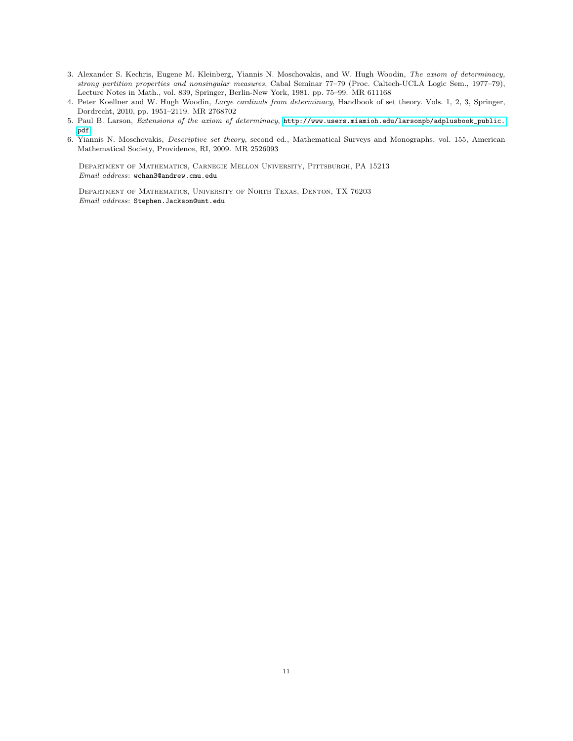3. Alexander S. Kechris, Eugene M. Kleinberg, Yiannis N. Moschovakis, and W. Hugh Woodin, *The axiom of determinacy, strong partition properties and nonsingular measures*, Cabal Seminar 77–79 (Proc. Caltech-UCLA Logic Sem., 1977–79), Lecture Notes in Math., vol. 839, Springer, Berlin-New York, 1981, pp. 75–99. MR 611168
4. Peter Koellner and W. Hugh Woodin, *Large cardinals from determinacy*, Handbook of set theory. Vols. 1, 2, 3, Springer, Dordrecht, 2010, pp. 1951–2119. MR 2768702
5. Paul B. Larson, *Extensions of the axiom of determinacy*, http://www.users.miamioh.edu/larsonpb/adplusbook_public.pdf
6. Yiannis N. Moschovakis, *Descriptive set theory*, second ed., Mathematical Surveys and Monographs, vol. 155, American Mathematical Society, Providence, RI, 2009. MR 2526093

Department of Mathematics, Carnegie Mellon University, Pittsburgh, PA 15213
*Email address*: wchan3@andrew.cmu.edu

Department of Mathematics, University of North Texas, Denton, TX 76203
*Email address*: Stephen.Jackson@unt.edu